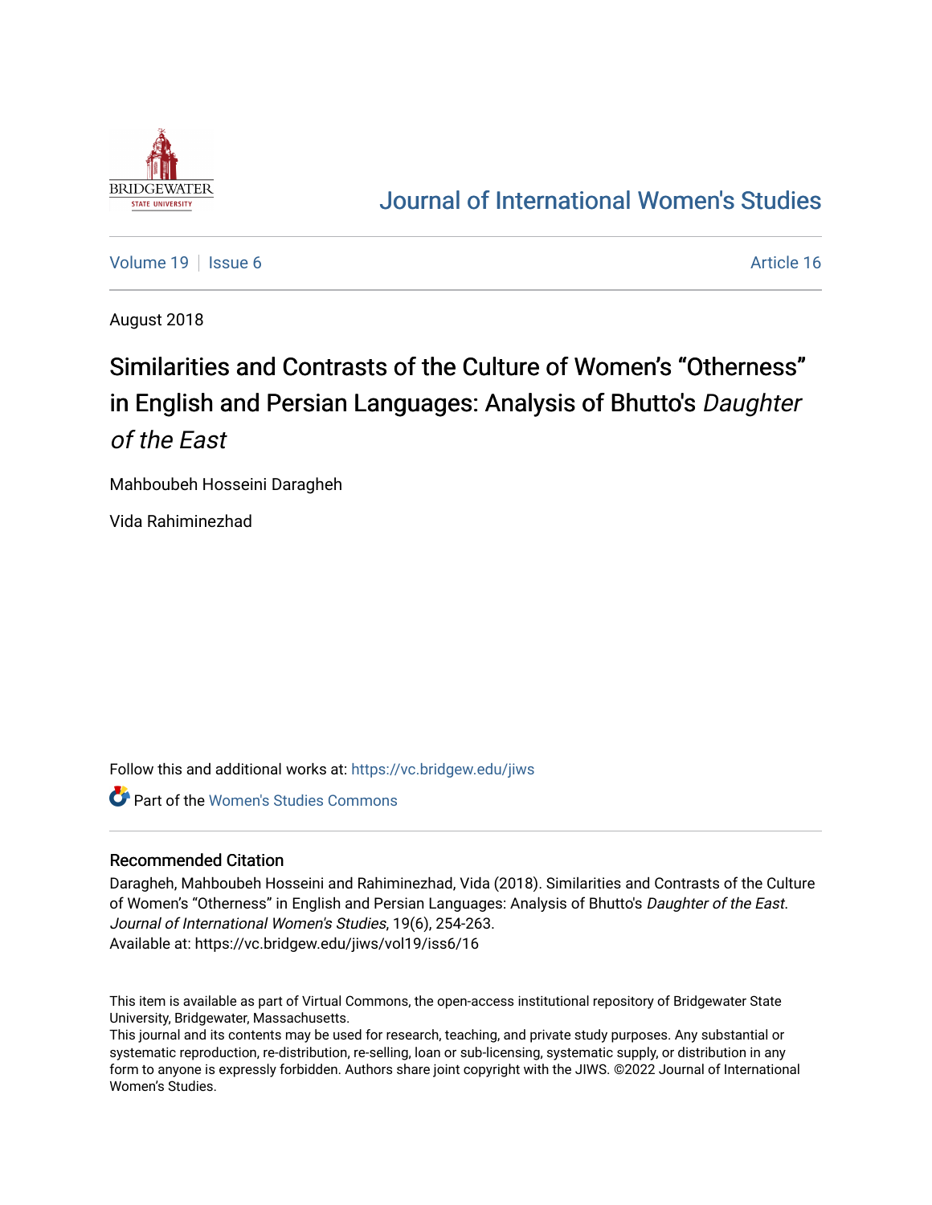[Journal of International Women's Studies](https://vc.bridgew.edu/jiws)

Volume 19 | Issue 6 | Article 16

August 2018

# Similarities and Contrasts of the Culture of Women's "Otherness" in English and Persian Languages: Analysis of Bhutto's *Daughter of the East*

Mahboubeh Hosseini Daragheh

Vida Rahiminezhad

Follow this and additional works at: https://vc.bridgew.edu/jiws

Part of the Women's Studies Commons

## Recommended Citation

Daragheh, Mahboubeh Hosseini and Rahiminezhad, Vida (2018). Similarities and Contrasts of the Culture of Women's "Otherness" in English and Persian Languages: Analysis of Bhutto's *Daughter of the East*. *Journal of International Women's Studies*, 19(6), 254-263.
Available at: https://vc.bridgew.edu/jiws/vol19/iss6/16

This item is available as part of Virtual Commons, the open-access institutional repository of Bridgewater State University, Bridgewater, Massachusetts.
This journal and its contents may be used for research, teaching, and private study purposes. Any substantial or systematic reproduction, re-distribution, re-selling, loan or sub-licensing, systematic supply, or distribution in any form to anyone is expressly forbidden. Authors share joint copyright with the JIWS. ©2022 Journal of International Women's Studies.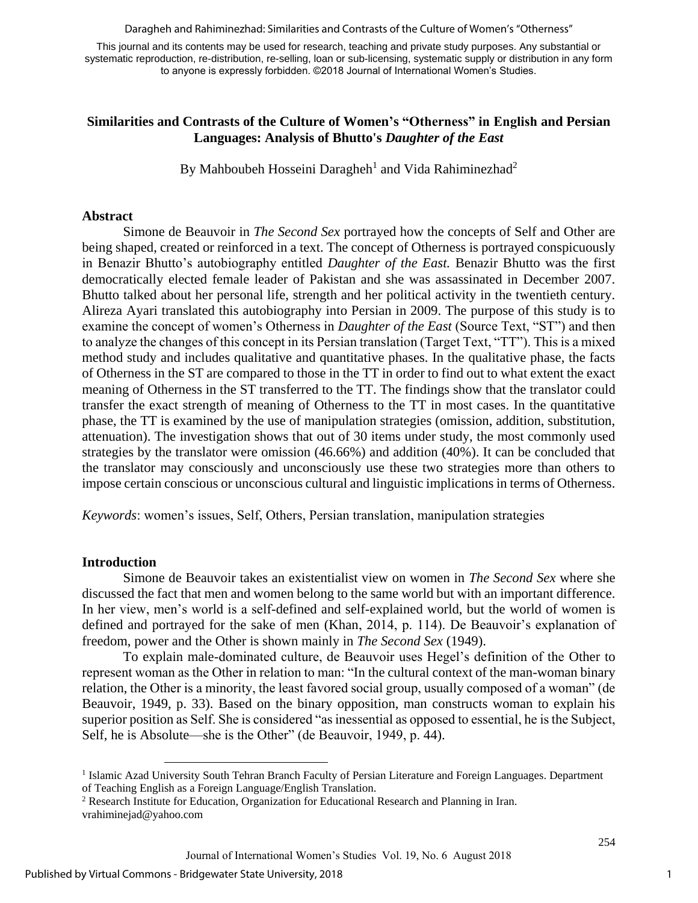This journal and its contents may be used for research, teaching and private study purposes. Any substantial or systematic reproduction, re-distribution, re-selling, loan or sub-licensing, systematic supply or distribution in any form to anyone is expressly forbidden. ©2018 Journal of International Women's Studies.

# Similarities and Contrasts of the Culture of Women's "Otherness" in English and Persian Languages: Analysis of Bhutto's *Daughter of the East*

By Mahboubeh Hosseini Daragheh[1] and Vida Rahiminezhad[2]

## Abstract

Simone de Beauvoir in *The Second Sex* portrayed how the concepts of Self and Other are being shaped, created or reinforced in a text. The concept of Otherness is portrayed conspicuously in Benazir Bhutto's autobiography entitled *Daughter of the East.* Benazir Bhutto was the first democratically elected female leader of Pakistan and she was assassinated in December 2007. Bhutto talked about her personal life, strength and her political activity in the twentieth century. Alireza Ayari translated this autobiography into Persian in 2009. The purpose of this study is to examine the concept of women's Otherness in *Daughter of the East* (Source Text, "ST") and then to analyze the changes of this concept in its Persian translation (Target Text, "TT"). This is a mixed method study and includes qualitative and quantitative phases. In the qualitative phase, the facts of Otherness in the ST are compared to those in the TT in order to find out to what extent the exact meaning of Otherness in the ST transferred to the TT. The findings show that the translator could transfer the exact strength of meaning of Otherness to the TT in most cases. In the quantitative phase, the TT is examined by the use of manipulation strategies (omission, addition, substitution, attenuation). The investigation shows that out of 30 items under study, the most commonly used strategies by the translator were omission (46.66%) and addition (40%). It can be concluded that the translator may consciously and unconsciously use these two strategies more than others to impose certain conscious or unconscious cultural and linguistic implications in terms of Otherness.

*Keywords*: women's issues, Self, Others, Persian translation, manipulation strategies

## Introduction

Simone de Beauvoir takes an existentialist view on women in *The Second Sex* where she discussed the fact that men and women belong to the same world but with an important difference. In her view, men's world is a self-defined and self-explained world, but the world of women is defined and portrayed for the sake of men (Khan, 2014, p. 114). De Beauvoir's explanation of freedom, power and the Other is shown mainly in *The Second Sex* (1949).

To explain male-dominated culture, de Beauvoir uses Hegel's definition of the Other to represent woman as the Other in relation to man: "In the cultural context of the man-woman binary relation, the Other is a minority, the least favored social group, usually composed of a woman" (de Beauvoir, 1949, p. 33). Based on the binary opposition, man constructs woman to explain his superior position as Self. She is considered "as inessential as opposed to essential, he is the Subject, Self, he is Absolute—she is the Other" (de Beauvoir, 1949, p. 44).

[1] Islamic Azad University South Tehran Branch Faculty of Persian Literature and Foreign Languages. Department of Teaching English as a Foreign Language/English Translation.

[2] Research Institute for Education, Organization for Educational Research and Planning in Iran. vrahiminejad@yahoo.com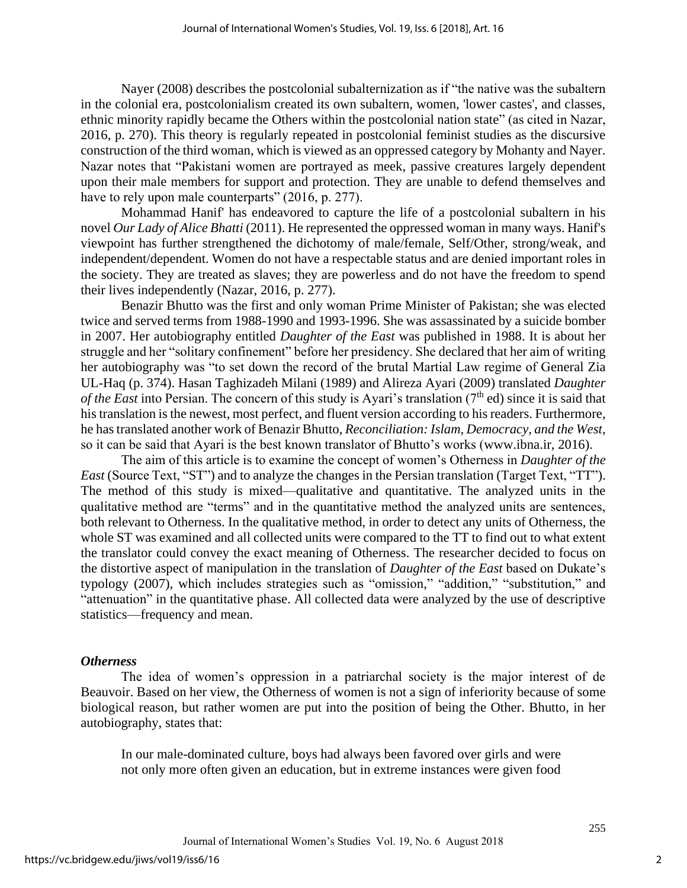Nayer (2008) describes the postcolonial subalternization as if "the native was the subaltern in the colonial era, postcolonialism created its own subaltern, women, 'lower castes', and classes, ethnic minority rapidly became the Others within the postcolonial nation state" (as cited in Nazar, 2016, p. 270). This theory is regularly repeated in postcolonial feminist studies as the discursive construction of the third woman, which is viewed as an oppressed category by Mohanty and Nayer. Nazar notes that "Pakistani women are portrayed as meek, passive creatures largely dependent upon their male members for support and protection. They are unable to defend themselves and have to rely upon male counterparts" (2016, p. 277).

Mohammad Hanif' has endeavored to capture the life of a postcolonial subaltern in his novel *Our Lady of Alice Bhatti* (2011). He represented the oppressed woman in many ways. Hanif's viewpoint has further strengthened the dichotomy of male/female, Self/Other, strong/weak, and independent/dependent. Women do not have a respectable status and are denied important roles in the society. They are treated as slaves; they are powerless and do not have the freedom to spend their lives independently (Nazar, 2016, p. 277).

Benazir Bhutto was the first and only woman Prime Minister of Pakistan; she was elected twice and served terms from 1988-1990 and 1993-1996. She was assassinated by a suicide bomber in 2007. Her autobiography entitled *Daughter of the East* was published in 1988. It is about her struggle and her "solitary confinement" before her presidency. She declared that her aim of writing her autobiography was "to set down the record of the brutal Martial Law regime of General Zia UL-Haq (p. 374). Hasan Taghizadeh Milani (1989) and Alireza Ayari (2009) translated *Daughter of the East* into Persian. The concern of this study is Ayari's translation (7th ed) since it is said that his translation is the newest, most perfect, and fluent version according to his readers. Furthermore, he has translated another work of Benazir Bhutto, *Reconciliation: Islam, Democracy, and the West*, so it can be said that Ayari is the best known translator of Bhutto's works (www.ibna.ir, 2016).

The aim of this article is to examine the concept of women's Otherness in *Daughter of the East* (Source Text, "ST") and to analyze the changes in the Persian translation (Target Text, "TT"). The method of this study is mixed—qualitative and quantitative. The analyzed units in the qualitative method are "terms" and in the quantitative method the analyzed units are sentences, both relevant to Otherness. In the qualitative method, in order to detect any units of Otherness, the whole ST was examined and all collected units were compared to the TT to find out to what extent the translator could convey the exact meaning of Otherness. The researcher decided to focus on the distortive aspect of manipulation in the translation of *Daughter of the East* based on Dukate's typology (2007), which includes strategies such as "omission," "addition," "substitution," and "attenuation" in the quantitative phase. All collected data were analyzed by the use of descriptive statistics—frequency and mean.

### *Otherness*

The idea of women's oppression in a patriarchal society is the major interest of de Beauvoir. Based on her view, the Otherness of women is not a sign of inferiority because of some biological reason, but rather women are put into the position of being the Other. Bhutto, in her autobiography, states that:

> In our male-dominated culture, boys had always been favored over girls and were not only more often given an education, but in extreme instances were given food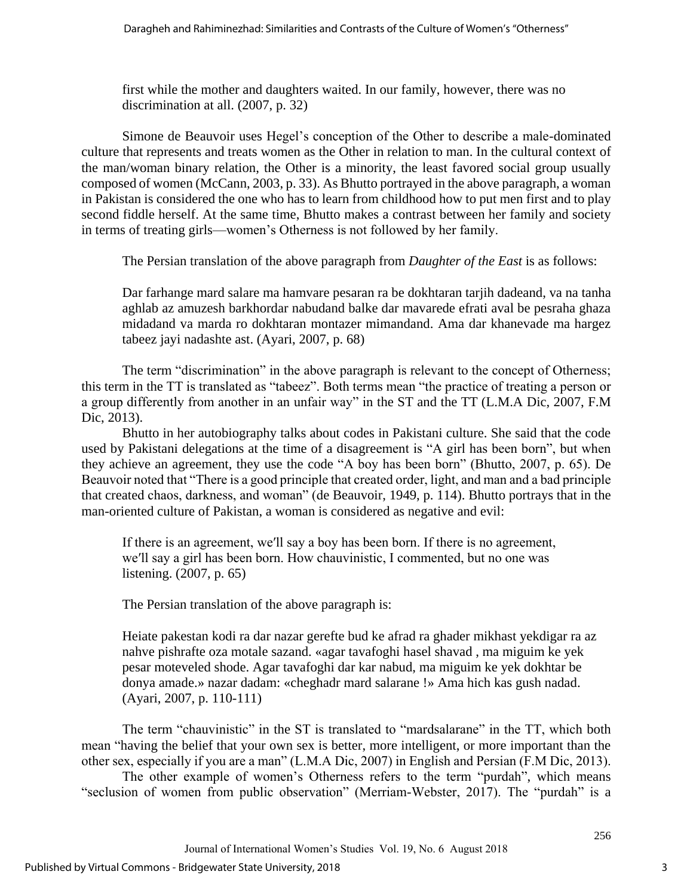first while the mother and daughters waited. In our family, however, there was no discrimination at all. (2007, p. 32)

Simone de Beauvoir uses Hegel's conception of the Other to describe a male-dominated culture that represents and treats women as the Other in relation to man. In the cultural context of the man/woman binary relation, the Other is a minority, the least favored social group usually composed of women (McCann, 2003, p. 33). As Bhutto portrayed in the above paragraph, a woman in Pakistan is considered the one who has to learn from childhood how to put men first and to play second fiddle herself. At the same time, Bhutto makes a contrast between her family and society in terms of treating girls—women's Otherness is not followed by her family.

The Persian translation of the above paragraph from *Daughter of the East* is as follows:

> Dar farhange mard salare ma hamvare pesaran ra be dokhtaran tarjih dadeand, va na tanha aghlab az amuzesh barkhordar nabudand balke dar mavarede efrati aval be pesraha ghaza midadand va marda ro dokhtaran montazer mimandand. Ama dar khanevade ma hargez tabeez jayi nadashte ast. (Ayari, 2007, p. 68)

The term "discrimination" in the above paragraph is relevant to the concept of Otherness; this term in the TT is translated as "tabeez". Both terms mean "the practice of treating a person or a group differently from another in an unfair way" in the ST and the TT (L.M.A Dic, 2007, F.M Dic, 2013).

Bhutto in her autobiography talks about codes in Pakistani culture. She said that the code used by Pakistani delegations at the time of a disagreement is "A girl has been born", but when they achieve an agreement, they use the code "A boy has been born" (Bhutto, 2007, p. 65). De Beauvoir noted that "There is a good principle that created order, light, and man and a bad principle that created chaos, darkness, and woman" (de Beauvoir, 1949, p. 114). Bhutto portrays that in the man-oriented culture of Pakistan, a woman is considered as negative and evil:

> If there is an agreement, we'll say a boy has been born. If there is no agreement, we'll say a girl has been born. How chauvinistic, I commented, but no one was listening. (2007, p. 65)

The Persian translation of the above paragraph is:

> Heiate pakestan kodi ra dar nazar gerefte bud ke afrad ra ghader mikhast yekdigar ra az nahve pishrafte oza motale sazand. «agar tavafoghi hasel shavad , ma miguim ke yek pesar moteveled shode. Agar tavafoghi dar kar nabud, ma miguim ke yek dokhtar be donya amade.» nazar dadam: «cheghadr mard salarane !» Ama hich kas gush nadad. (Ayari, 2007, p. 110-111)

The term "chauvinistic" in the ST is translated to "mardsalarane" in the TT, which both mean "having the belief that your own sex is better, more intelligent, or more important than the other sex, especially if you are a man" (L.M.A Dic, 2007) in English and Persian (F.M Dic, 2013).

The other example of women's Otherness refers to the term "purdah", which means "seclusion of women from public observation" (Merriam-Webster, 2017). The "purdah" is a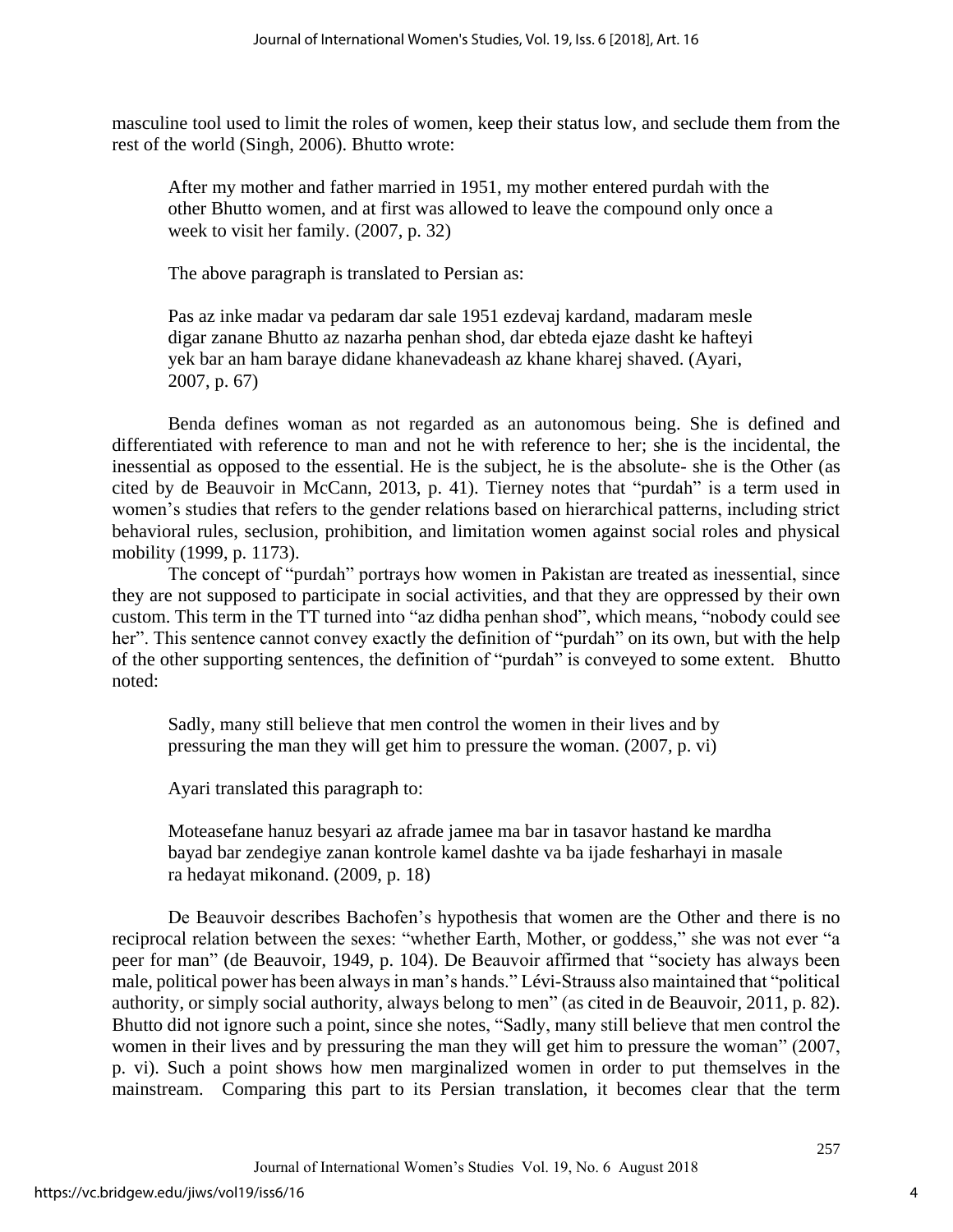masculine tool used to limit the roles of women, keep their status low, and seclude them from the rest of the world (Singh, 2006). Bhutto wrote:

> After my mother and father married in 1951, my mother entered purdah with the other Bhutto women, and at first was allowed to leave the compound only once a week to visit her family. (2007, p. 32)

The above paragraph is translated to Persian as:

> Pas az inke madar va pedaram dar sale 1951 ezdevaj kardand, madaram mesle digar zanane Bhutto az nazarha penhan shod, dar ebteda ejaze dasht ke hafteyi yek bar an ham baraye didane khanevadeash az khane kharej shaved. (Ayari, 2007, p. 67)

Benda defines woman as not regarded as an autonomous being. She is defined and differentiated with reference to man and not he with reference to her; she is the incidental, the inessential as opposed to the essential. He is the subject, he is the absolute- she is the Other (as cited by de Beauvoir in McCann, 2013, p. 41). Tierney notes that "purdah" is a term used in women's studies that refers to the gender relations based on hierarchical patterns, including strict behavioral rules, seclusion, prohibition, and limitation women against social roles and physical mobility (1999, p. 1173).

The concept of "purdah" portrays how women in Pakistan are treated as inessential, since they are not supposed to participate in social activities, and that they are oppressed by their own custom. This term in the TT turned into "az didha penhan shod", which means, "nobody could see her". This sentence cannot convey exactly the definition of "purdah" on its own, but with the help of the other supporting sentences, the definition of "purdah" is conveyed to some extent. Bhutto noted:

> Sadly, many still believe that men control the women in their lives and by pressuring the man they will get him to pressure the woman. (2007, p. vi)

Ayari translated this paragraph to:

> Moteasefane hanuz besyari az afrade jamee ma bar in tasavor hastand ke mardha bayad bar zendegiye zanan kontrole kamel dashte va ba ijade fesharhayi in masale ra hedayat mikonand. (2009, p. 18)

De Beauvoir describes Bachofen's hypothesis that women are the Other and there is no reciprocal relation between the sexes: "whether Earth, Mother, or goddess," she was not ever "a peer for man" (de Beauvoir, 1949, p. 104). De Beauvoir affirmed that "society has always been male, political power has been always in man's hands." Lévi-Strauss also maintained that "political authority, or simply social authority, always belong to men" (as cited in de Beauvoir, 2011, p. 82). Bhutto did not ignore such a point, since she notes, "Sadly, many still believe that men control the women in their lives and by pressuring the man they will get him to pressure the woman" (2007, p. vi). Such a point shows how men marginalized women in order to put themselves in the mainstream. Comparing this part to its Persian translation, it becomes clear that the term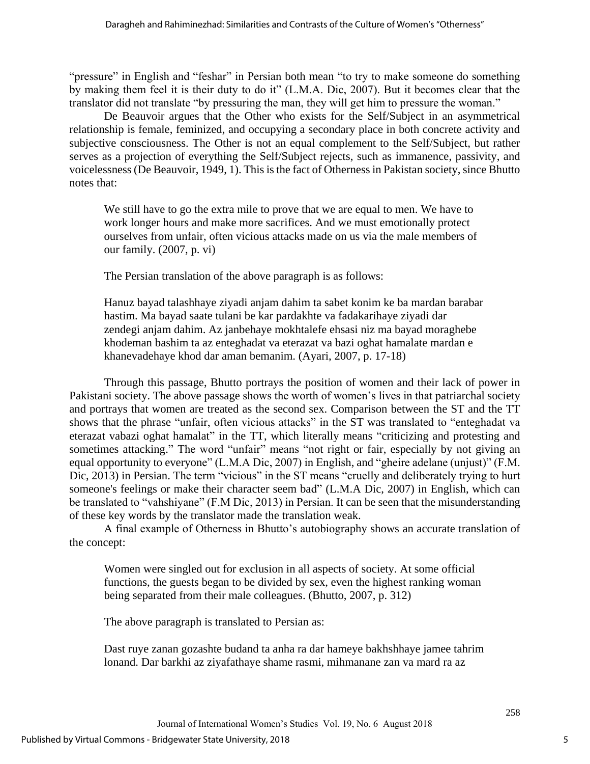"pressure" in English and "feshar" in Persian both mean "to try to make someone do something by making them feel it is their duty to do it" (L.M.A. Dic, 2007). But it becomes clear that the translator did not translate "by pressuring the man, they will get him to pressure the woman."

De Beauvoir argues that the Other who exists for the Self/Subject in an asymmetrical relationship is female, feminized, and occupying a secondary place in both concrete activity and subjective consciousness. The Other is not an equal complement to the Self/Subject, but rather serves as a projection of everything the Self/Subject rejects, such as immanence, passivity, and voicelessness (De Beauvoir, 1949, 1). This is the fact of Otherness in Pakistan society, since Bhutto notes that:

> We still have to go the extra mile to prove that we are equal to men. We have to work longer hours and make more sacrifices. And we must emotionally protect ourselves from unfair, often vicious attacks made on us via the male members of our family. (2007, p. vi)
>
> The Persian translation of the above paragraph is as follows:
>
> Hanuz bayad talashhaye ziyadi anjam dahim ta sabet konim ke ba mardan barabar hastim. Ma bayad saate tulani be kar pardakhte va fadakarihaye ziyadi dar zendegi anjam dahim. Az janbehaye mokhtalefe ehsasi niz ma bayad moraghebe khodeman bashim ta az enteghadat va eterazat va bazi oghat hamalate mardan e khanevadehaye khod dar aman bemanim. (Ayari, 2007, p. 17-18)

Through this passage, Bhutto portrays the position of women and their lack of power in Pakistani society. The above passage shows the worth of women's lives in that patriarchal society and portrays that women are treated as the second sex. Comparison between the ST and the TT shows that the phrase "unfair, often vicious attacks" in the ST was translated to "enteghadat va eterazat vabazi oghat hamalat" in the TT, which literally means "criticizing and protesting and sometimes attacking." The word "unfair" means "not right or fair, especially by not giving an equal opportunity to everyone" (L.M.A Dic, 2007) in English, and "gheire adelane (unjust)" (F.M. Dic, 2013) in Persian. The term "vicious" in the ST means "cruelly and deliberately trying to hurt someone's feelings or make their character seem bad" (L.M.A Dic, 2007) in English, which can be translated to "vahshiyane" (F.M Dic, 2013) in Persian. It can be seen that the misunderstanding of these key words by the translator made the translation weak.

A final example of Otherness in Bhutto's autobiography shows an accurate translation of the concept:

> Women were singled out for exclusion in all aspects of society. At some official functions, the guests began to be divided by sex, even the highest ranking woman being separated from their male colleagues. (Bhutto, 2007, p. 312)
>
> The above paragraph is translated to Persian as:
>
> Dast ruye zanan gozashte budand ta anha ra dar hameye bakhshhaye jamee tahrim lonand. Dar barkhi az ziyafathaye shame rasmi, mihmanane zan va mard ra az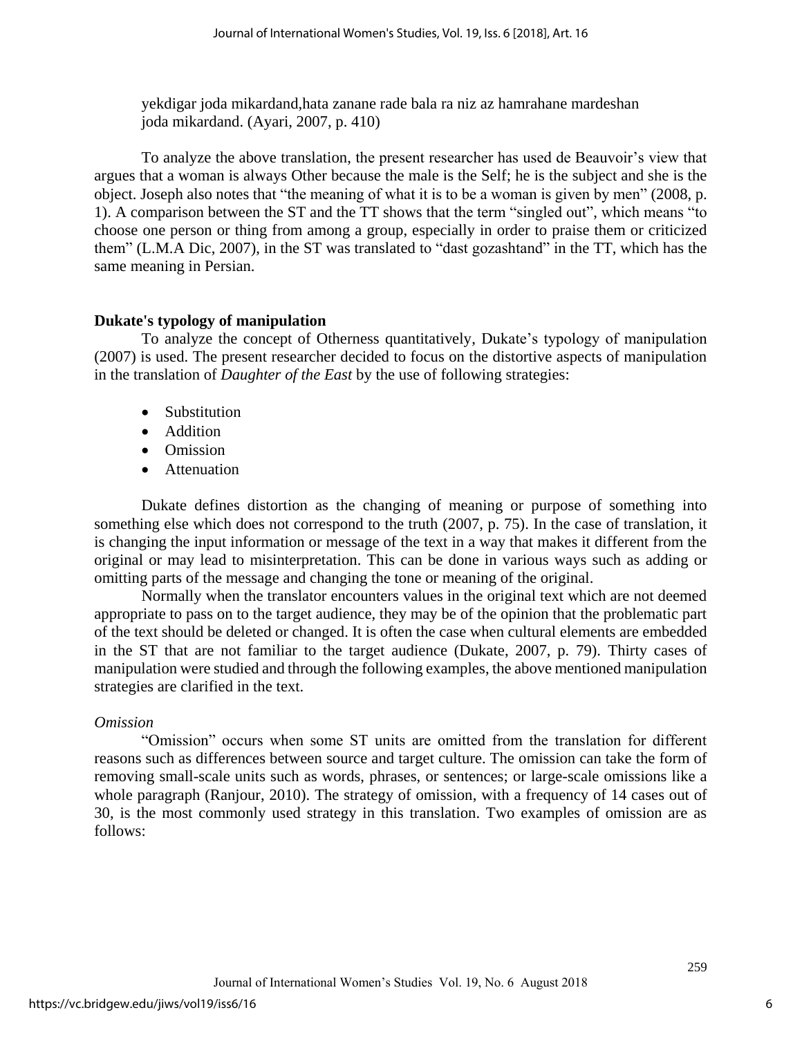yekdigar joda mikardand,hata zanane rade bala ra niz az hamrahane mardeshan joda mikardand. (Ayari, 2007, p. 410)

To analyze the above translation, the present researcher has used de Beauvoir's view that argues that a woman is always Other because the male is the Self; he is the subject and she is the object. Joseph also notes that "the meaning of what it is to be a woman is given by men" (2008, p. 1). A comparison between the ST and the TT shows that the term "singled out", which means "to choose one person or thing from among a group, especially in order to praise them or criticized them" (L.M.A Dic, 2007), in the ST was translated to "dast gozashtand" in the TT, which has the same meaning in Persian.

**Dukate's typology of manipulation**

To analyze the concept of Otherness quantitatively, Dukate's typology of manipulation (2007) is used. The present researcher decided to focus on the distortive aspects of manipulation in the translation of *Daughter of the East* by the use of following strategies:

- Substitution
- Addition
- Omission
- Attenuation

Dukate defines distortion as the changing of meaning or purpose of something into something else which does not correspond to the truth (2007, p. 75). In the case of translation, it is changing the input information or message of the text in a way that makes it different from the original or may lead to misinterpretation. This can be done in various ways such as adding or omitting parts of the message and changing the tone or meaning of the original.

Normally when the translator encounters values in the original text which are not deemed appropriate to pass on to the target audience, they may be of the opinion that the problematic part of the text should be deleted or changed. It is often the case when cultural elements are embedded in the ST that are not familiar to the target audience (Dukate, 2007, p. 79). Thirty cases of manipulation were studied and through the following examples, the above mentioned manipulation strategies are clarified in the text.

*Omission*

"Omission" occurs when some ST units are omitted from the translation for different reasons such as differences between source and target culture. The omission can take the form of removing small-scale units such as words, phrases, or sentences; or large-scale omissions like a whole paragraph (Ranjour, 2010). The strategy of omission, with a frequency of 14 cases out of 30, is the most commonly used strategy in this translation. Two examples of omission are as follows: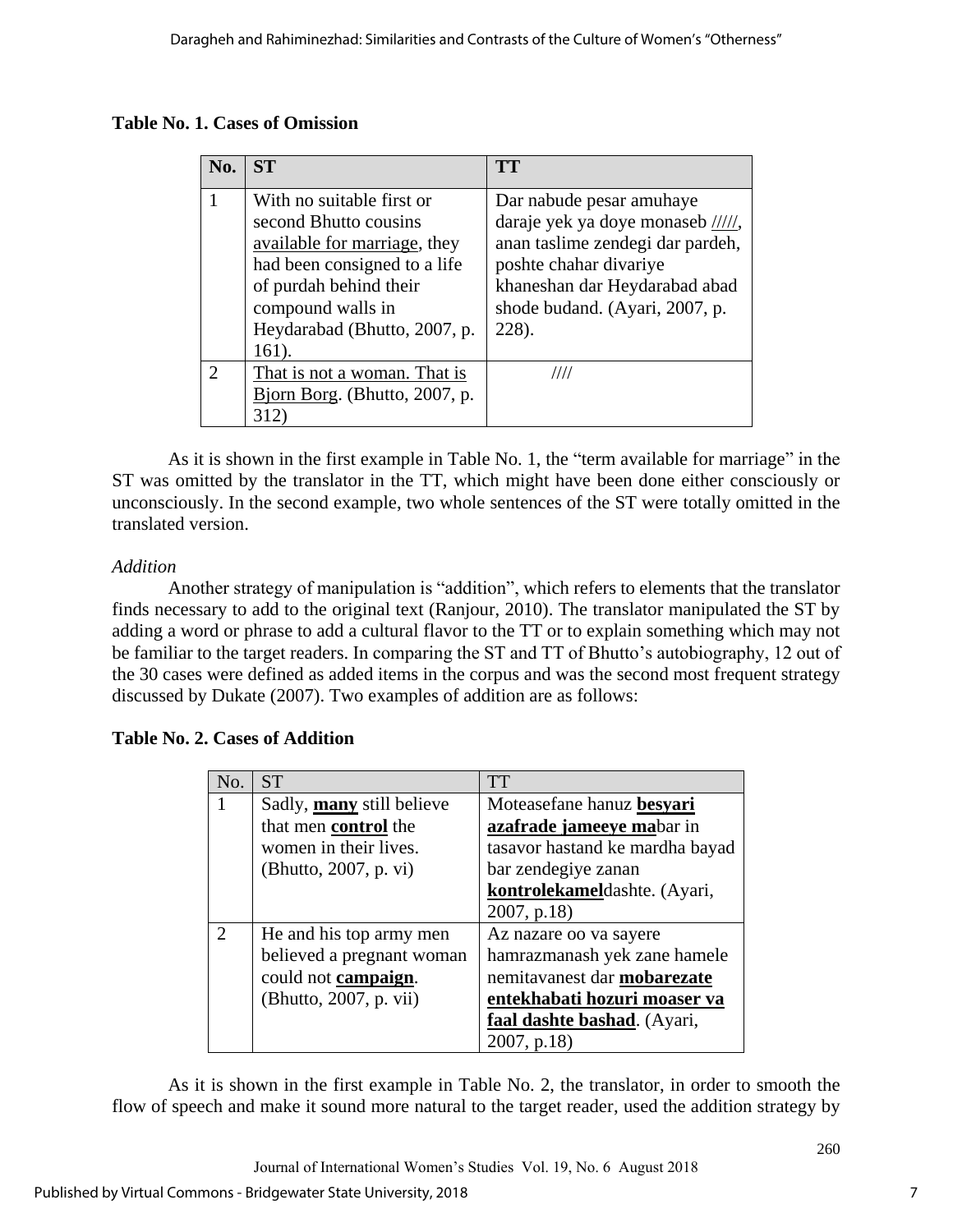**Table No. 1. Cases of Omission**

| No. | ST | TT |
|---|---|---|
| 1 | With no suitable first or second Bhutto cousins <u>available for marriage</u>, they had been consigned to a life of purdah behind their compound walls in Heydarabad (Bhutto, 2007, p. 161). | Dar nabude pesar amuhaye daraje yek ya doye monaseb <u>/////</u>, anan taslime zendegi dar pardeh, poshte chahar divariye khaneshan dar Heydarabad abad shode budand. (Ayari, 2007, p. 228). |
| 2 | <u>That is not a woman. That is Bjorn Borg</u>. (Bhutto, 2007, p. 312) | //// |

As it is shown in the first example in Table No. 1, the "term available for marriage" in the ST was omitted by the translator in the TT, which might have been done either consciously or unconsciously. In the second example, two whole sentences of the ST were totally omitted in the translated version.

*Addition*

Another strategy of manipulation is "addition", which refers to elements that the translator finds necessary to add to the original text (Ranjour, 2010). The translator manipulated the ST by adding a word or phrase to add a cultural flavor to the TT or to explain something which may not be familiar to the target readers. In comparing the ST and TT of Bhutto's autobiography, 12 out of the 30 cases were defined as added items in the corpus and was the second most frequent strategy discussed by Dukate (2007). Two examples of addition are as follows:

**Table No. 2. Cases of Addition**

| No. | ST | TT |
|---|---|---|
| 1 | Sadly, <u>**many**</u> still believe that men <u>**control**</u> the women in their lives. (Bhutto, 2007, p. vi) | Moteasefane hanuz <u>**besyari azafrade jameeye ma**</u>bar in tasavor hastand ke mardha bayad bar zendegiye zanan <u>**kontrolekamel**</u>dashte. (Ayari, 2007, p.18) |
| 2 | He and his top army men believed a pregnant woman could not <u>**campaign**</u>. (Bhutto, 2007, p. vii) | Az nazare oo va sayere hamrazmanash yek zane hamele nemitavanest dar <u>**mobarezate entekhabati hozuri moaser va faal dashte bashad**</u>. (Ayari, 2007, p.18) |

As it is shown in the first example in Table No. 2, the translator, in order to smooth the flow of speech and make it sound more natural to the target reader, used the addition strategy by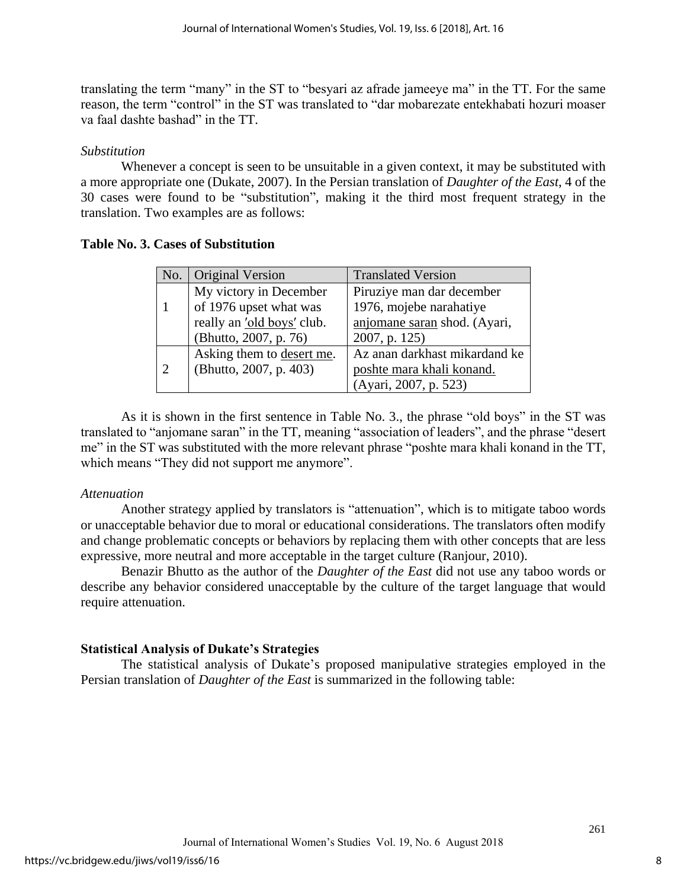translating the term “many” in the ST to “besyari az afrade jameeye ma” in the TT. For the same reason, the term “control” in the ST was translated to “dar mobarezate entekhabati hozuri moaser va faal dashte bashad” in the TT.

*Substitution*

Whenever a concept is seen to be unsuitable in a given context, it may be substituted with a more appropriate one (Dukate, 2007). In the Persian translation of *Daughter of the East*, 4 of the 30 cases were found to be “substitution”, making it the third most frequent strategy in the translation. Two examples are as follows:

**Table No. 3. Cases of Substitution**

| No. | Original Version | Translated Version |
|---|---|---|
| 1 | My victory in December of 1976 upset what was really an ′old boys′ club. (Bhutto, 2007, p. 76) | Piruziye man dar december 1976, mojebe narahatiye anjomane saran shod. (Ayari, 2007, p. 125) |
| 2 | Asking them to desert me. (Bhutto, 2007, p. 403) | Az anan darkhast mikardand ke poshte mara khali konand. (Ayari, 2007, p. 523) |

As it is shown in the first sentence in Table No. 3., the phrase “old boys” in the ST was translated to “anjomane saran” in the TT, meaning “association of leaders”, and the phrase “desert me” in the ST was substituted with the more relevant phrase “poshte mara khali konand in the TT, which means “They did not support me anymore”.

*Attenuation*

Another strategy applied by translators is “attenuation”, which is to mitigate taboo words or unacceptable behavior due to moral or educational considerations. The translators often modify and change problematic concepts or behaviors by replacing them with other concepts that are less expressive, more neutral and more acceptable in the target culture (Ranjour, 2010).

Benazir Bhutto as the author of the *Daughter of the East* did not use any taboo words or describe any behavior considered unacceptable by the culture of the target language that would require attenuation.

**Statistical Analysis of Dukate’s Strategies**

The statistical analysis of Dukate’s proposed manipulative strategies employed in the Persian translation of *Daughter of the East* is summarized in the following table: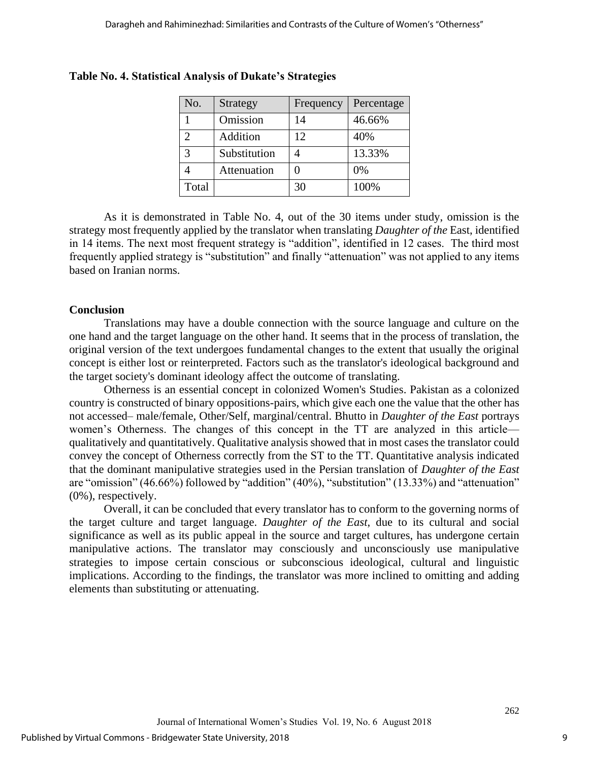**Table No. 4. Statistical Analysis of Dukate's Strategies**

| No. | Strategy | Frequency | Percentage |
|---|---|---|---|
| 1 | Omission | 14 | 46.66% |
| 2 | Addition | 12 | 40% |
| 3 | Substitution | 4 | 13.33% |
| 4 | Attenuation | 0 | 0% |
| Total | | 30 | 100% |

As it is demonstrated in Table No. 4, out of the 30 items under study, omission is the strategy most frequently applied by the translator when translating *Daughter of the* East, identified in 14 items. The next most frequent strategy is "addition", identified in 12 cases. The third most frequently applied strategy is "substitution" and finally "attenuation" was not applied to any items based on Iranian norms.

## Conclusion

Translations may have a double connection with the source language and culture on the one hand and the target language on the other hand. It seems that in the process of translation, the original version of the text undergoes fundamental changes to the extent that usually the original concept is either lost or reinterpreted. Factors such as the translator's ideological background and the target society's dominant ideology affect the outcome of translating.

Otherness is an essential concept in colonized Women's Studies. Pakistan as a colonized country is constructed of binary oppositions-pairs, which give each one the value that the other has not accessed– male/female, Other/Self, marginal/central. Bhutto in *Daughter of the East* portrays women's Otherness. The changes of this concept in the TT are analyzed in this article—qualitatively and quantitatively. Qualitative analysis showed that in most cases the translator could convey the concept of Otherness correctly from the ST to the TT. Quantitative analysis indicated that the dominant manipulative strategies used in the Persian translation of *Daughter of the East* are "omission" (46.66%) followed by "addition" (40%), "substitution" (13.33%) and "attenuation" (0%), respectively.

Overall, it can be concluded that every translator has to conform to the governing norms of the target culture and target language. *Daughter of the East*, due to its cultural and social significance as well as its public appeal in the source and target cultures, has undergone certain manipulative actions. The translator may consciously and unconsciously use manipulative strategies to impose certain conscious or subconscious ideological, cultural and linguistic implications. According to the findings, the translator was more inclined to omitting and adding elements than substituting or attenuating.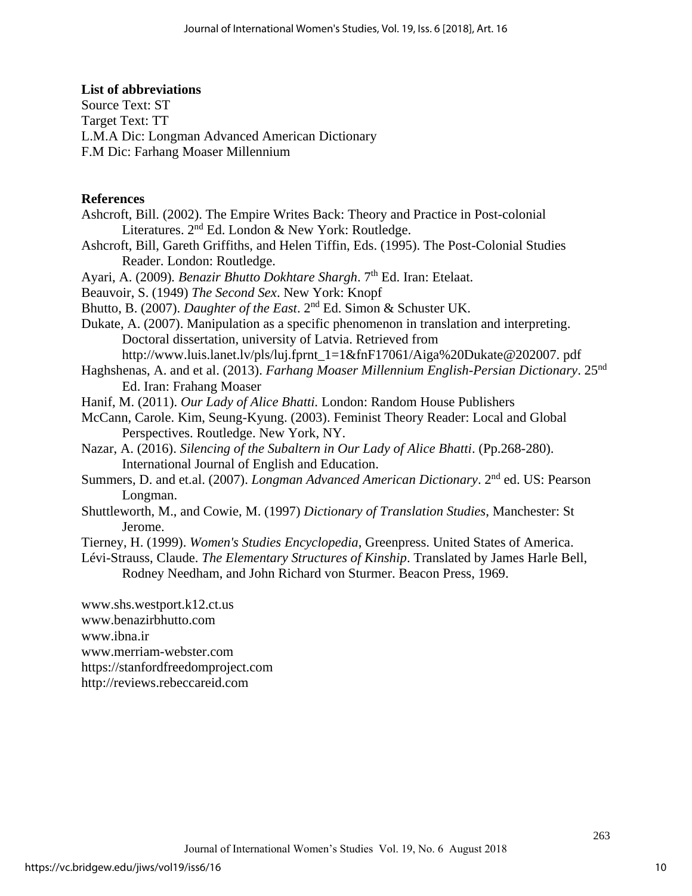**List of abbreviations**

Source Text: ST
Target Text: TT
L.M.A Dic: Longman Advanced American Dictionary
F.M Dic: Farhang Moaser Millennium

**References**

Ashcroft, Bill. (2002). The Empire Writes Back: Theory and Practice in Post-colonial Literatures. 2nd Ed. London & New York: Routledge.

Ashcroft, Bill, Gareth Griffiths, and Helen Tiffin, Eds. (1995). The Post-Colonial Studies Reader. London: Routledge.

Ayari, A. (2009). *Benazir Bhutto Dokhtare Shargh*. 7th Ed. Iran: Etelaat.

Beauvoir, S. (1949) *The Second Sex*. New York: Knopf

Bhutto, B. (2007). *Daughter of the East*. 2nd Ed. Simon & Schuster UK.

Dukate, A. (2007). Manipulation as a specific phenomenon in translation and interpreting. Doctoral dissertation, university of Latvia. Retrieved from http://www.luis.lanet.lv/pls/luj.fprnt_1=1&fnF17061/Aiga%20Dukate@202007. pdf

Haghshenas, A. and et al. (2013). *Farhang Moaser Millennium English-Persian Dictionary*. 25nd Ed. Iran: Frahang Moaser

Hanif, M. (2011). *Our Lady of Alice Bhatti*. London: Random House Publishers

McCann, Carole. Kim, Seung-Kyung. (2003). Feminist Theory Reader: Local and Global Perspectives. Routledge. New York, NY.

Nazar, A. (2016). *Silencing of the Subaltern in Our Lady of Alice Bhatti*. (Pp.268-280). International Journal of English and Education.

Summers, D. and et.al. (2007). *Longman Advanced American Dictionary*. 2nd ed. US: Pearson Longman.

Shuttleworth, M., and Cowie, M. (1997) *Dictionary of Translation Studies*, Manchester: St Jerome.

Tierney, H. (1999). *Women's Studies Encyclopedia*, Greenpress. United States of America.

Lévi-Strauss, Claude. *The Elementary Structures of Kinship*. Translated by James Harle Bell, Rodney Needham, and John Richard von Sturmer. Beacon Press, 1969.

www.shs.westport.k12.ct.us
www.benazirbhutto.com
www.ibna.ir
www.merriam-webster.com
https://stanfordfreedomproject.com
http://reviews.rebeccareid.com